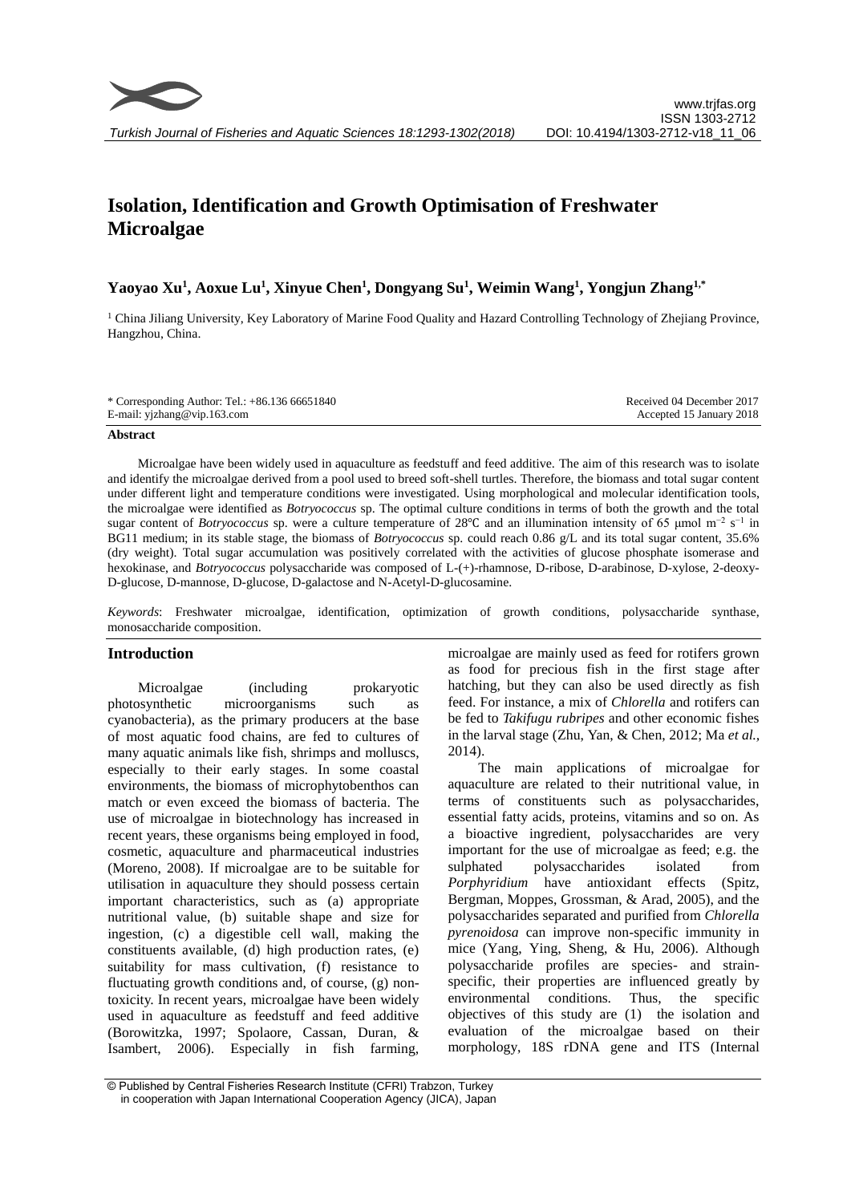# Isolation, Identification and Growth Optimisation of Freshwater Microalgae

**Yaoyao Xu[1], Aoxue Lu[1], Xinyue Chen[1], Dongyang Su[1], Weimin Wang[1], Yongjun Zhang[1,*]**

[1] China Jiliang University, Key Laboratory of Marine Food Quality and Hazard Controlling Technology of Zhejiang Province, Hangzhou, China.

\* Corresponding Author: Tel.: +86.136 66651840
E-mail: yjzhang@vip.163.com

Received 04 December 2017
Accepted 15 January 2018

## Abstract

Microalgae have been widely used in aquaculture as feedstuff and feed additive. The aim of this research was to isolate and identify the microalgae derived from a pool used to breed soft-shell turtles. Therefore, the biomass and total sugar content under different light and temperature conditions were investigated. Using morphological and molecular identification tools, the microalgae were identified as *Botryococcus* sp. The optimal culture conditions in terms of both the growth and the total sugar content of *Botryococcus* sp. were a culture temperature of 28℃ and an illumination intensity of 65 μmol $m^{-2}$ $s^{-1}$ in BG11 medium; in its stable stage, the biomass of *Botryococcus* sp. could reach 0.86 g/L and its total sugar content, 35.6% (dry weight). Total sugar accumulation was positively correlated with the activities of glucose phosphate isomerase and hexokinase, and *Botryococcus* polysaccharide was composed of L-(+)-rhamnose, D-ribose, D-arabinose, D-xylose, 2-deoxy-D-glucose, D-mannose, D-glucose, D-galactose and N-Acetyl-D-glucosamine.

*Keywords*: Freshwater microalgae, identification, optimization of growth conditions, polysaccharide synthase, monosaccharide composition.

## Introduction

Microalgae (including prokaryotic photosynthetic microorganisms such as cyanobacteria), as the primary producers at the base of most aquatic food chains, are fed to cultures of many aquatic animals like fish, shrimps and molluscs, especially to their early stages. In some coastal environments, the biomass of microphytobenthos can match or even exceed the biomass of bacteria. The use of microalgae in biotechnology has increased in recent years, these organisms being employed in food, cosmetic, aquaculture and pharmaceutical industries (Moreno, 2008). If microalgae are to be suitable for utilisation in aquaculture they should possess certain important characteristics, such as (a) appropriate nutritional value, (b) suitable shape and size for ingestion, (c) a digestible cell wall, making the constituents available, (d) high production rates, (e) suitability for mass cultivation, (f) resistance to fluctuating growth conditions and, of course, (g) non-toxicity. In recent years, microalgae have been widely used in aquaculture as feedstuff and feed additive (Borowitzka, 1997; Spolaore, Cassan, Duran, & Isambert, 2006). Especially in fish farming, microalgae are mainly used as feed for rotifers grown as food for precious fish in the first stage after hatching, but they can also be used directly as fish feed. For instance, a mix of *Chlorella* and rotifers can be fed to *Takifugu rubripes* and other economic fishes in the larval stage (Zhu, Yan, & Chen, 2012; Ma *et al.*, 2014).

The main applications of microalgae for aquaculture are related to their nutritional value, in terms of constituents such as polysaccharides, essential fatty acids, proteins, vitamins and so on. As a bioactive ingredient, polysaccharides are very important for the use of microalgae as feed; e.g. the sulphated polysaccharides isolated from *Porphyridium* have antioxidant effects (Spitz, Bergman, Moppes, Grossman, & Arad, 2005), and the polysaccharides separated and purified from *Chlorella pyrenoidosa* can improve non-specific immunity in mice (Yang, Ying, Sheng, & Hu, 2006). Although polysaccharide profiles are species- and strain-specific, their properties are influenced greatly by environmental conditions. Thus, the specific objectives of this study are (1) the isolation and evaluation of the microalgae based on their morphology, 18S rDNA gene and ITS (Internal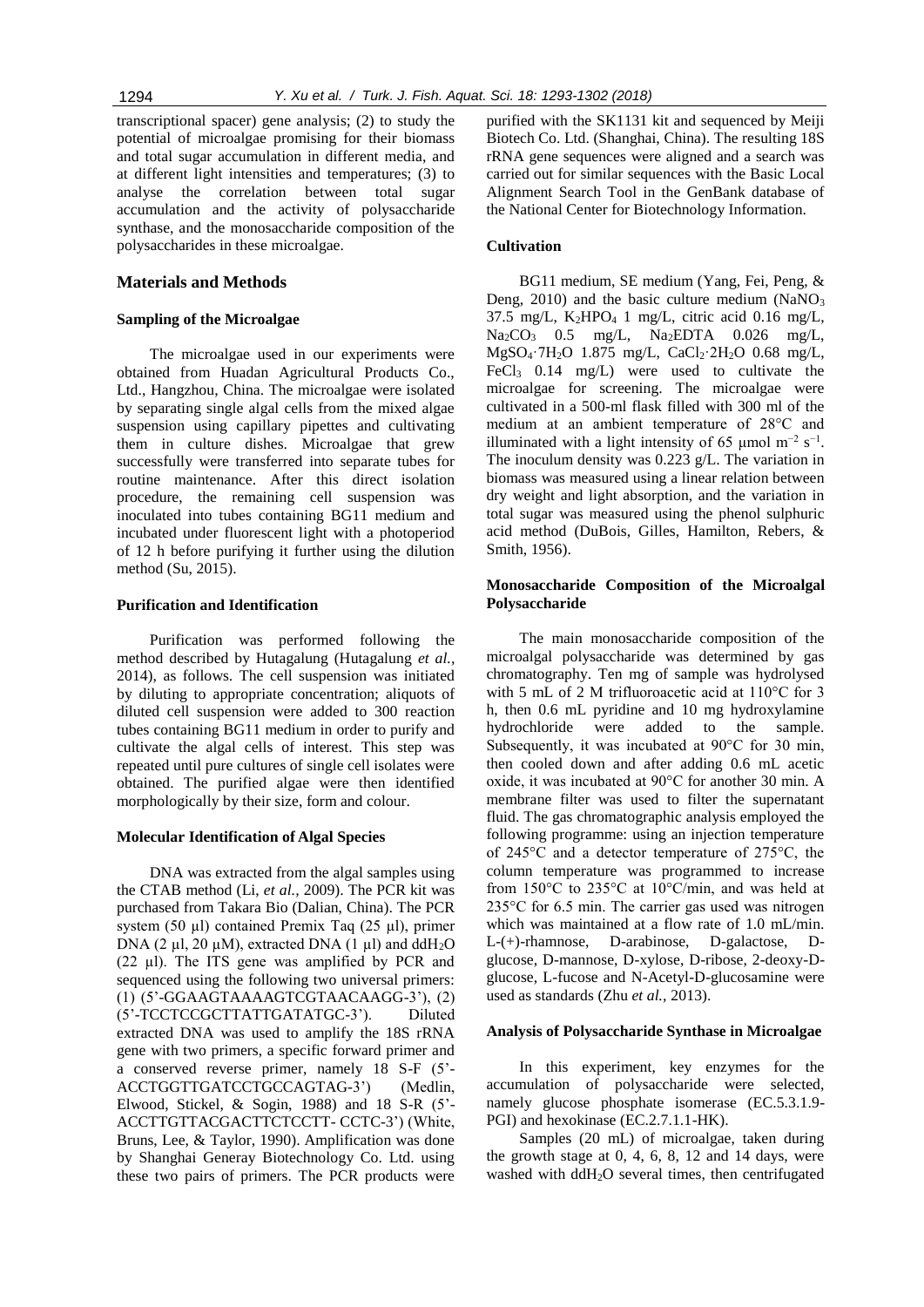transcriptional spacer) gene analysis; (2) to study the potential of microalgae promising for their biomass and total sugar accumulation in different media, and at different light intensities and temperatures; (3) to analyse the correlation between total sugar accumulation and the activity of polysaccharide synthase, and the monosaccharide composition of the polysaccharides in these microalgae.

## Materials and Methods

### Sampling of the Microalgae

The microalgae used in our experiments were obtained from Huadan Agricultural Products Co., Ltd., Hangzhou, China. The microalgae were isolated by separating single algal cells from the mixed algae suspension using capillary pipettes and cultivating them in culture dishes. Microalgae that grew successfully were transferred into separate tubes for routine maintenance. After this direct isolation procedure, the remaining cell suspension was inoculated into tubes containing BG11 medium and incubated under fluorescent light with a photoperiod of 12 h before purifying it further using the dilution method (Su, 2015).

### Purification and Identification

Purification was performed following the method described by Hutagalung (Hutagalung *et al.,* 2014), as follows. The cell suspension was initiated by diluting to appropriate concentration; aliquots of diluted cell suspension were added to 300 reaction tubes containing BG11 medium in order to purify and cultivate the algal cells of interest. This step was repeated until pure cultures of single cell isolates were obtained. The purified algae were then identified morphologically by their size, form and colour.

### Molecular Identification of Algal Species

DNA was extracted from the algal samples using the CTAB method (Li, *et al.,* 2009). The PCR kit was purchased from Takara Bio (Dalian, China). The PCR system (50 μl) contained Premix Taq (25 μl), primer DNA (2 μl, 20 μM), extracted DNA (1 μl) and $ddH_2O$ (22 μl). The ITS gene was amplified by PCR and sequenced using the following two universal primers: (1) (5'-GGAAGTAAAAGTCGTAACAAGG-3'), (2) (5'-TCCTCCGCTTATTGATATGC-3'). Diluted extracted DNA was used to amplify the 18S rRNA gene with two primers, a specific forward primer and a conserved reverse primer, namely 18 S-F (5'-ACCTGGTTGATCCTGCCAGTAG-3') (Medlin, Elwood, Stickel, & Sogin, 1988) and 18 S-R (5'-ACCTTGTTACGACTTCTCCTT- CCTC-3') (White, Bruns, Lee, & Taylor, 1990). Amplification was done by Shanghai Generay Biotechnology Co. Ltd. using these two pairs of primers. The PCR products were purified with the SK1131 kit and sequenced by Meiji Biotech Co. Ltd. (Shanghai, China). The resulting 18S rRNA gene sequences were aligned and a search was carried out for similar sequences with the Basic Local Alignment Search Tool in the GenBank database of the National Center for Biotechnology Information.

### Cultivation

BG11 medium, SE medium (Yang, Fei, Peng, & Deng, 2010) and the basic culture medium ($NaNO_3$ 37.5 mg/L, $K_2HPO_4$ 1 mg/L, citric acid 0.16 mg/L, $Na_2CO_3$ 0.5 mg/L, $Na_2EDTA$ 0.026 mg/L, $MgSO_4·7H_2O$ 1.875 mg/L, $CaCl_2·2H_2O$ 0.68 mg/L, $FeCl_3$ 0.14 mg/L) were used to cultivate the microalgae for screening. The microalgae were cultivated in a 500-ml flask filled with 300 ml of the medium at an ambient temperature of 28°C and illuminated with a light intensity of 65 μmol $m^{-2}$ $s^{-1}$. The inoculum density was 0.223 g/L. The variation in biomass was measured using a linear relation between dry weight and light absorption, and the variation in total sugar was measured using the phenol sulphuric acid method (DuBois, Gilles, Hamilton, Rebers, & Smith, 1956).

### Monosaccharide Composition of the Microalgal Polysaccharide

The main monosaccharide composition of the microalgal polysaccharide was determined by gas chromatography. Ten mg of sample was hydrolysed with 5 mL of 2 M trifluoroacetic acid at 110°C for 3 h, then 0.6 mL pyridine and 10 mg hydroxylamine hydrochloride were added to the sample. Subsequently, it was incubated at 90°C for 30 min, then cooled down and after adding 0.6 mL acetic oxide, it was incubated at 90°C for another 30 min. A membrane filter was used to filter the supernatant fluid. The gas chromatographic analysis employed the following programme: using an injection temperature of 245°C and a detector temperature of 275°C, the column temperature was programmed to increase from 150°C to 235°C at 10°C/min, and was held at 235°C for 6.5 min. The carrier gas used was nitrogen which was maintained at a flow rate of 1.0 mL/min. L-(+)-rhamnose, D-arabinose, D-galactose, D-glucose, D-mannose, D-xylose, D-ribose, 2-deoxy-D-glucose, L-fucose and N-Acetyl-D-glucosamine were used as standards (Zhu *et al.,* 2013).

### Analysis of Polysaccharide Synthase in Microalgae

In this experiment, key enzymes for the accumulation of polysaccharide were selected, namely glucose phosphate isomerase (EC.5.3.1.9-PGI) and hexokinase (EC.2.7.1.1-HK).

Samples (20 mL) of microalgae, taken during the growth stage at 0, 4, 6, 8, 12 and 14 days, were washed with $ddH_2O$ several times, then centrifugated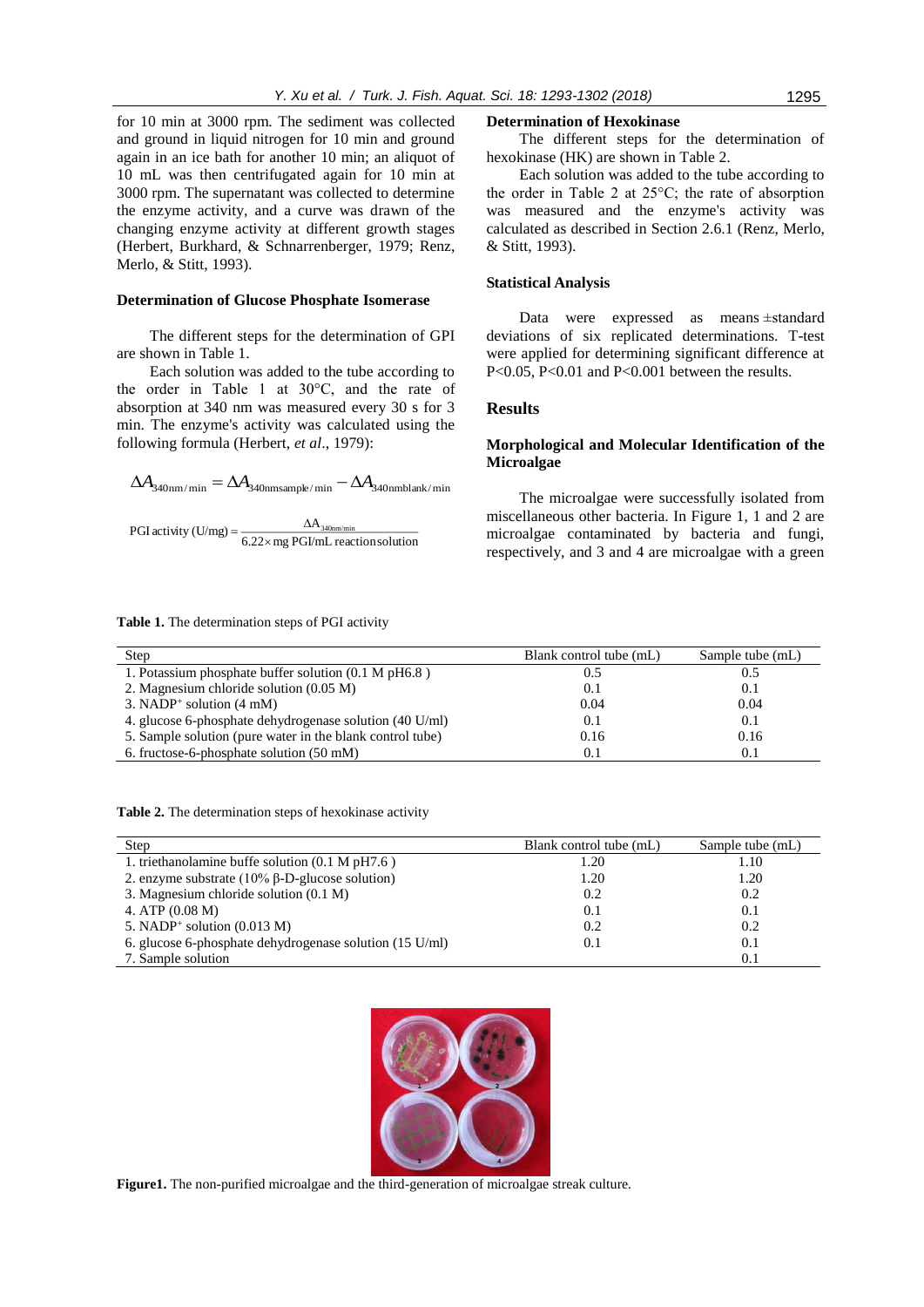for 10 min at 3000 rpm. The sediment was collected and ground in liquid nitrogen for 10 min and ground again in an ice bath for another 10 min; an aliquot of 10 mL was then centrifugated again for 10 min at 3000 rpm. The supernatant was collected to determine the enzyme activity, and a curve was drawn of the changing enzyme activity at different growth stages (Herbert, Burkhard, & Schnarrenberger, 1979; Renz, Merlo, & Stitt, 1993).

### Determination of Glucose Phosphate Isomerase

The different steps for the determination of GPI are shown in Table 1.

Each solution was added to the tube according to the order in Table 1 at 30°C, and the rate of absorption at 340 nm was measured every 30 s for 3 min. The enzyme's activity was calculated using the following formula (Herbert, *et al*., 1979):

$$\Delta A_{340\text{nm/min}} = \Delta A_{340\text{nmsample/min}} - \Delta A_{340\text{nmblank/min}}$$

$$\text{PGI activity (U/mg)} = \frac{\Delta A_{340\text{nm/min}}}{6.22 \times \text{mg PGI/mL reaction solution}}$$

### Determination of Hexokinase

The different steps for the determination of hexokinase (HK) are shown in Table 2.

Each solution was added to the tube according to the order in Table 2 at 25°C; the rate of absorption was measured and the enzyme's activity was calculated as described in Section 2.6.1 (Renz, Merlo, & Stitt, 1993).

### Statistical Analysis

Data were expressed as means ±standard deviations of six replicated determinations. T-test were applied for determining significant difference at $P<0.05$, $P<0.01$ and $P<0.001$ between the results.

## Results

### Morphological and Molecular Identification of the Microalgae

The microalgae were successfully isolated from miscellaneous other bacteria. In Figure 1, 1 and 2 are microalgae contaminated by bacteria and fungi, respectively, and 3 and 4 are microalgae with a green

**Table 1.** The determination steps of PGI activity

| Step | Blank control tube (mL) | Sample tube (mL) |
|---|---|---|
| 1. Potassium phosphate buffer solution (0.1 M pH6.8 ) | 0.5 | 0.5 |
| 2. Magnesium chloride solution (0.05 M) | 0.1 | 0.1 |
| 3. $NADP^+$ solution (4 mM) | 0.04 | 0.04 |
| 4. glucose 6-phosphate dehydrogenase solution (40 U/ml) | 0.1 | 0.1 |
| 5. Sample solution (pure water in the blank control tube) | 0.16 | 0.16 |
| 6. fructose-6-phosphate solution (50 mM) | 0.1 | 0.1 |

**Table 2.** The determination steps of hexokinase activity

| Step | Blank control tube (mL) | Sample tube (mL) |
|---|---|---|
| 1. triethanolamine buffe solution (0.1 M pH7.6 ) | 1.20 | 1.10 |
| 2. enzyme substrate (10% β-D-glucose solution) | 1.20 | 1.20 |
| 3. Magnesium chloride solution (0.1 M) | 0.2 | 0.2 |
| 4. ATP (0.08 M) | 0.1 | 0.1 |
| 5. $NADP^+$ solution (0.013 M) | 0.2 | 0.2 |
| 6. glucose 6-phosphate dehydrogenase solution (15 U/ml) | 0.1 | 0.1 |
| 7. Sample solution | | 0.1 |

**Figure1.** The non-purified microalgae and the third-generation of microalgae streak culture.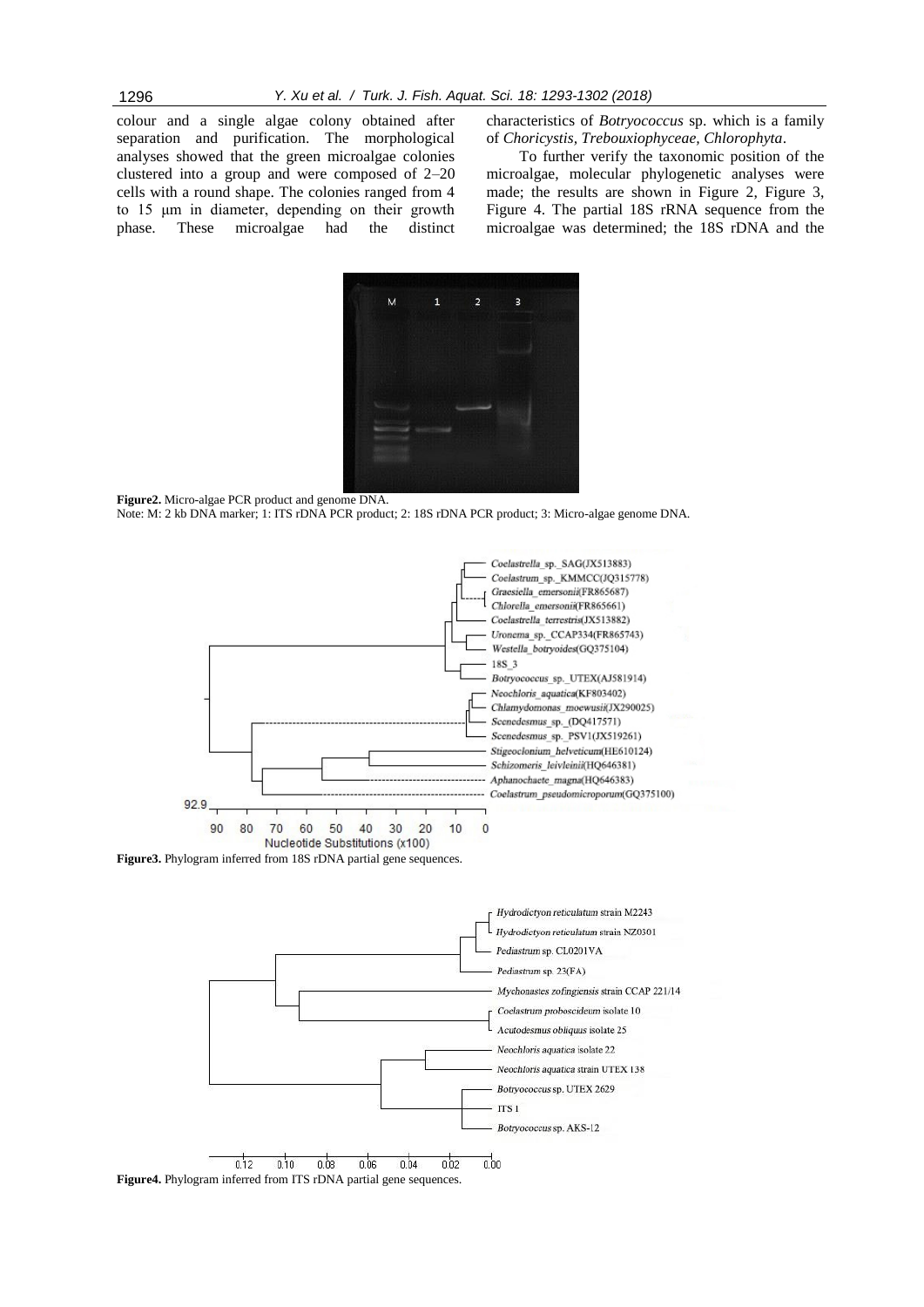colour and a single algae colony obtained after separation and purification. The morphological analyses showed that the green microalgae colonies clustered into a group and were composed of 2–20 cells with a round shape. The colonies ranged from 4 to 15 μm in diameter, depending on their growth phase. These microalgae had the distinct characteristics of *Botryococcus* sp. which is a family of *Choricystis, Trebouxiophyceae, Chlorophyta*.

To further verify the taxonomic position of the microalgae, molecular phylogenetic analyses were made; the results are shown in Figure 2, Figure 3, Figure 4. The partial 18S rRNA sequence from the microalgae was determined; the 18S rDNA and the

**Figure2.** Micro-algae PCR product and genome DNA.
Note: M: 2 kb DNA marker; 1: ITS rDNA PCR product; 2: 18S rDNA PCR product; 3: Micro-algae genome DNA.

**Figure3.** Phylogram inferred from 18S rDNA partial gene sequences.

**Figure4.** Phylogram inferred from ITS rDNA partial gene sequences.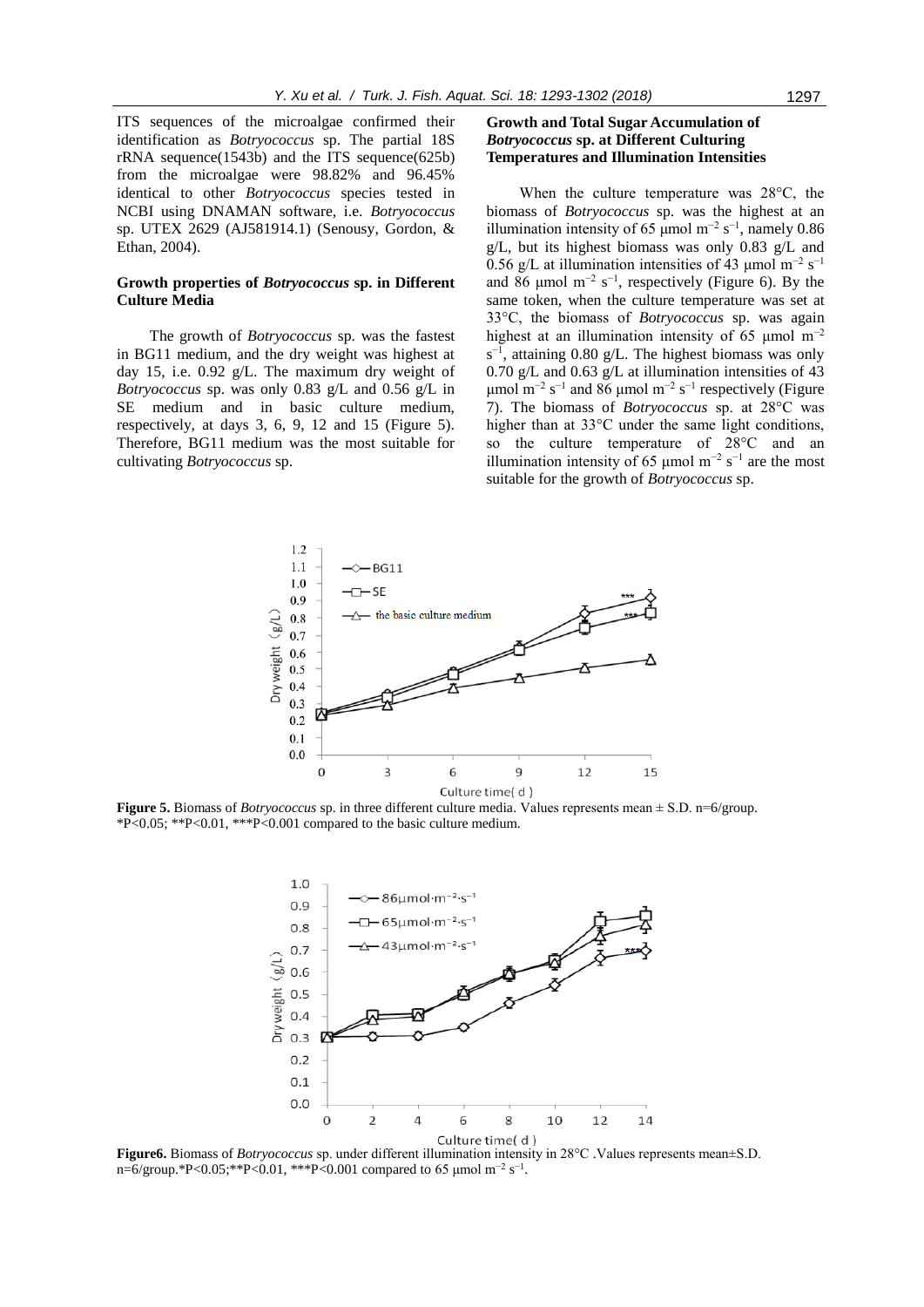ITS sequences of the microalgae confirmed their identification as *Botryococcus* sp. The partial 18S rRNA sequence(1543b) and the ITS sequence(625b) from the microalgae were 98.82% and 96.45% identical to other *Botryococcus* species tested in NCBI using DNAMAN software, i.e. *Botryococcus* sp. UTEX 2629 (AJ581914.1) (Senousy, Gordon, & Ethan, 2004).

### Growth properties of *Botryococcus* sp. in Different Culture Media

The growth of *Botryococcus* sp. was the fastest in BG11 medium, and the dry weight was highest at day 15, i.e. 0.92 g/L. The maximum dry weight of *Botryococcus* sp. was only 0.83 g/L and 0.56 g/L in SE medium and in basic culture medium, respectively, at days 3, 6, 9, 12 and 15 (Figure 5). Therefore, BG11 medium was the most suitable for cultivating *Botryococcus* sp.

### Growth and Total Sugar Accumulation of *Botryococcus* sp. at Different Culturing Temperatures and Illumination Intensities

When the culture temperature was 28°C, the biomass of *Botryococcus* sp. was the highest at an illumination intensity of 65 μmol $m^{-2}$ $s^{-1}$, namely 0.86 g/L, but its highest biomass was only 0.83 g/L and 0.56 g/L at illumination intensities of 43 μmol $m^{-2}$ $s^{-1}$ and 86 μmol $m^{-2}$ $s^{-1}$, respectively (Figure 6). By the same token, when the culture temperature was set at 33°C, the biomass of *Botryococcus* sp. was again highest at an illumination intensity of 65 μmol $m^{-2}$ $s^{-1}$, attaining 0.80 g/L. The highest biomass was only 0.70 g/L and 0.63 g/L at illumination intensities of 43 μmol $m^{-2}$ $s^{-1}$ and 86 μmol $m^{-2}$ $s^{-1}$ respectively (Figure 7). The biomass of *Botryococcus* sp. at 28°C was higher than at 33°C under the same light conditions, so the culture temperature of 28°C and an illumination intensity of 65 μmol $m^{-2}$ $s^{-1}$ are the most suitable for the growth of *Botryococcus* sp.

**Figure 5.** Biomass of *Botryococcus* sp. in three different culture media. Values represents mean ± S.D. n=6/group. *P<0.05; **P<0.01, ***P<0.001 compared to the basic culture medium.

**Figure6.** Biomass of *Botryococcus* sp. under different illumination intensity in 28°C .Values represents mean±S.D. n=6/group.*P<0.05;**P<0.01, ***P<0.001 compared to 65 μmol $m^{-2}$ $s^{-1}$.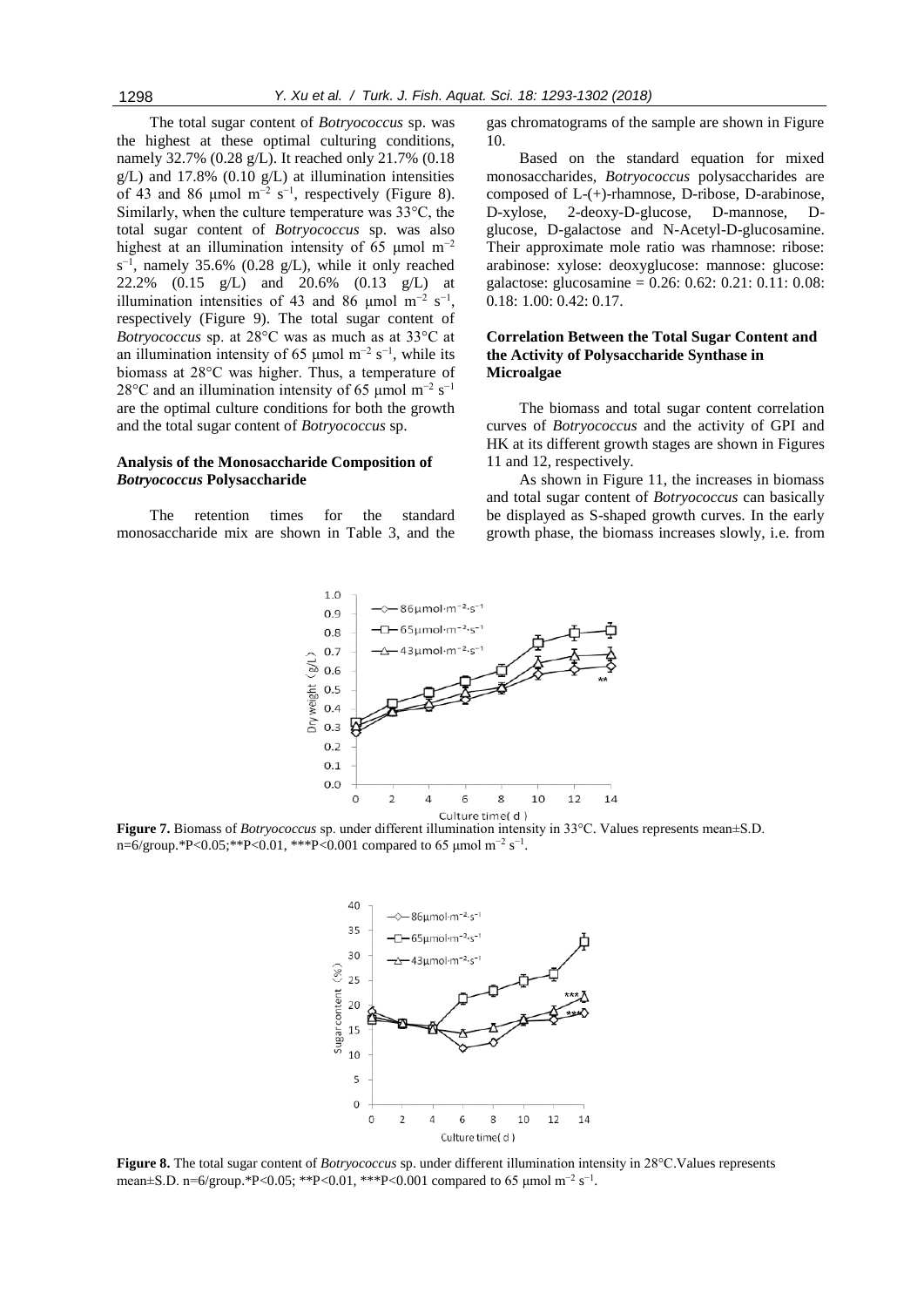The total sugar content of *Botryococcus* sp. was the highest at these optimal culturing conditions, namely 32.7% (0.28 g/L). It reached only 21.7% (0.18 g/L) and 17.8% (0.10 g/L) at illumination intensities of 43 and 86 μmol $m^{-2}$ $s^{-1}$, respectively (Figure 8). Similarly, when the culture temperature was 33°C, the total sugar content of *Botryococcus* sp. was also highest at an illumination intensity of 65 μmol $m^{-2}$ $s^{-1}$, namely 35.6% (0.28 g/L), while it only reached 22.2% (0.15 g/L) and 20.6% (0.13 g/L) at illumination intensities of 43 and 86 μmol $m^{-2}$ $s^{-1}$, respectively (Figure 9). The total sugar content of *Botryococcus* sp. at 28°C was as much as at 33°C at an illumination intensity of 65 μmol $m^{-2}$ $s^{-1}$, while its biomass at 28°C was higher. Thus, a temperature of 28°C and an illumination intensity of 65 μmol $m^{-2}$ $s^{-1}$ are the optimal culture conditions for both the growth and the total sugar content of *Botryococcus* sp.

### Analysis of the Monosaccharide Composition of *Botryococcus* Polysaccharide

The retention times for the standard monosaccharide mix are shown in Table 3, and the gas chromatograms of the sample are shown in Figure 10.

Based on the standard equation for mixed monosaccharides, *Botryococcus* polysaccharides are composed of L-(+)-rhamnose, D-ribose, D-arabinose, D-xylose, 2-deoxy-D-glucose, D-mannose, D-glucose, D-galactose and N-Acetyl-D-glucosamine. Their approximate mole ratio was rhamnose: ribose: arabinose: xylose: deoxyglucose: mannose: glucose: galactose: glucosamine = 0.26: 0.62: 0.21: 0.11: 0.08: 0.18: 1.00: 0.42: 0.17.

### Correlation Between the Total Sugar Content and the Activity of Polysaccharide Synthase in Microalgae

The biomass and total sugar content correlation curves of *Botryococcus* and the activity of GPI and HK at its different growth stages are shown in Figures 11 and 12, respectively.

As shown in Figure 11, the increases in biomass and total sugar content of *Botryococcus* can basically be displayed as S-shaped growth curves. In the early growth phase, the biomass increases slowly, i.e. from

**Figure 7.** Biomass of *Botryococcus* sp. under different illumination intensity in 33°C. Values represents mean±S.D. n=6/group.*P<0.05;**P<0.01, ***P<0.001 compared to 65 μmol $m^{-2}$ $s^{-1}$.

**Figure 8.** The total sugar content of *Botryococcus* sp. under different illumination intensity in 28°C.Values represents mean±S.D. n=6/group.*P<0.05; **P<0.01, ***P<0.001 compared to 65 μmol $m^{-2}$ $s^{-1}$.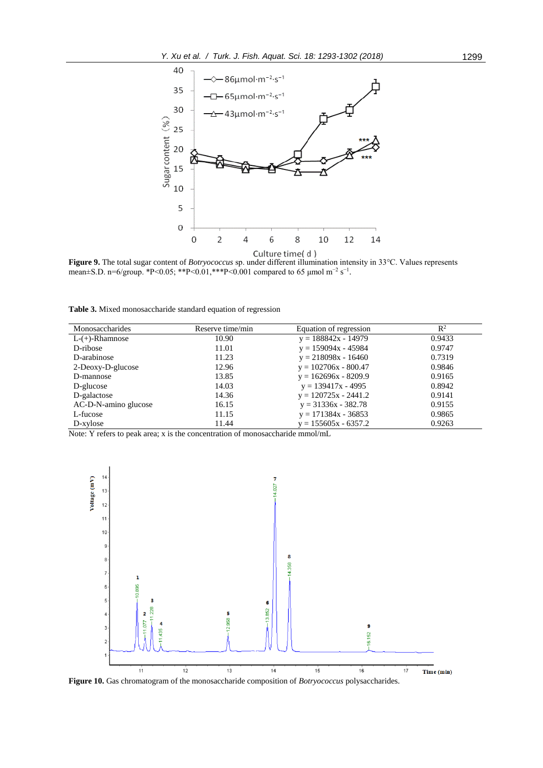**Figure 9.** The total sugar content of *Botryococcus* sp. under different illumination intensity in 33°C. Values represents mean±S.D. n=6/group. *P<0.05; **P<0.01,***P<0.001 compared to 65 μmol $m^{-2}$ $s^{-1}$.

**Table 3.** Mixed monosaccharide standard equation of regression

| Monosaccharides | Reserve time/min | Equation of regression | $R^2$ |
|---|---|---|---|
| L-(+)-Rhamnose | 10.90 | y = 188842x - 14979 | 0.9433 |
| D-ribose | 11.01 | y = 159094x - 45984 | 0.9747 |
| D-arabinose | 11.23 | y = 218098x - 16460 | 0.7319 |
| 2-Deoxy-D-glucose | 12.96 | y = 102706x - 800.47 | 0.9846 |
| D-mannose | 13.85 | y = 162696x - 8209.9 | 0.9165 |
| D-glucose | 14.03 | y = 139417x - 4995 | 0.8942 |
| D-galactose | 14.36 | y = 120725x - 2441.2 | 0.9141 |
| AC-D-N-amino glucose | 16.15 | y = 31336x - 382.78 | 0.9155 |
| L-fucose | 11.15 | y = 171384x - 36853 | 0.9865 |
| D-xylose | 11.44 | y = 155605x - 6357.2 | 0.9263 |

Note: Y refers to peak area; x is the concentration of monosaccharide mmol/mL

**Figure 10.** Gas chromatogram of the monosaccharide composition of *Botryococcus* polysaccharides.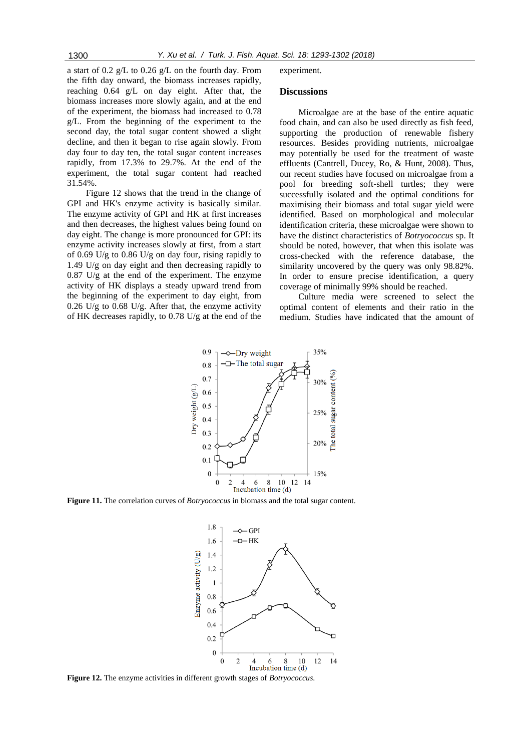a start of 0.2 g/L to 0.26 g/L on the fourth day. From the fifth day onward, the biomass increases rapidly, reaching 0.64 g/L on day eight. After that, the biomass increases more slowly again, and at the end of the experiment, the biomass had increased to 0.78 g/L. From the beginning of the experiment to the second day, the total sugar content showed a slight decline, and then it began to rise again slowly. From day four to day ten, the total sugar content increases rapidly, from 17.3% to 29.7%. At the end of the experiment, the total sugar content had reached 31.54%.

Figure 12 shows that the trend in the change of GPI and HK's enzyme activity is basically similar. The enzyme activity of GPI and HK at first increases and then decreases, the highest values being found on day eight. The change is more pronounced for GPI: its enzyme activity increases slowly at first, from a start of 0.69 U/g to 0.86 U/g on day four, rising rapidly to 1.49 U/g on day eight and then decreasing rapidly to 0.87 U/g at the end of the experiment. The enzyme activity of HK displays a steady upward trend from the beginning of the experiment to day eight, from 0.26 U/g to 0.68 U/g. After that, the enzyme activity of HK decreases rapidly, to 0.78 U/g at the end of the experiment.

## Discussions

Microalgae are at the base of the entire aquatic food chain, and can also be used directly as fish feed, supporting the production of renewable fishery resources. Besides providing nutrients, microalgae may potentially be used for the treatment of waste effluents (Cantrell, Ducey, Ro, & Hunt, 2008). Thus, our recent studies have focused on microalgae from a pool for breeding soft-shell turtles; they were successfully isolated and the optimal conditions for maximising their biomass and total sugar yield were identified. Based on morphological and molecular identification criteria, these microalgae were shown to have the distinct characteristics of *Botryococcus* sp. It should be noted, however, that when this isolate was cross-checked with the reference database, the similarity uncovered by the query was only 98.82%. In order to ensure precise identification, a query coverage of minimally 99% should be reached.

Culture media were screened to select the optimal content of elements and their ratio in the medium. Studies have indicated that the amount of

**Figure 11.** The correlation curves of *Botryococcus* in biomass and the total sugar content.

**Figure 12.** The enzyme activities in different growth stages of *Botryococcus*.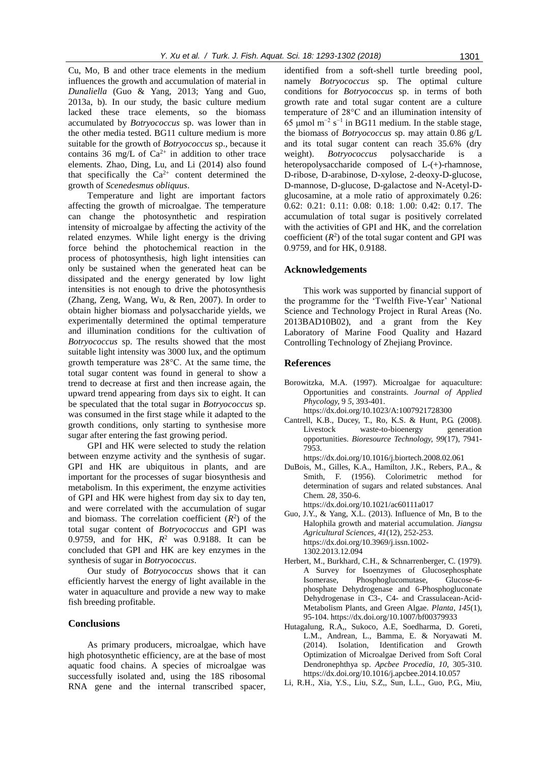Cu, Mo, B and other trace elements in the medium influences the growth and accumulation of material in *Dunaliella* (Guo & Yang, 2013; Yang and Guo, 2013a, b). In our study, the basic culture medium lacked these trace elements, so the biomass accumulated by *Botryococcus* sp. was lower than in the other media tested. BG11 culture medium is more suitable for the growth of *Botryococcus* sp., because it contains 36 mg/L of $Ca^{2+}$ in addition to other trace elements. Zhao, Ding, Lu, and Li (2014) also found that specifically the $Ca^{2+}$ content determined the growth of *Scenedesmus obliquus*.

Temperature and light are important factors affecting the growth of microalgae. The temperature can change the photosynthetic and respiration intensity of microalgae by affecting the activity of the related enzymes. While light energy is the driving force behind the photochemical reaction in the process of photosynthesis, high light intensities can only be sustained when the generated heat can be dissipated and the energy generated by low light intensities is not enough to drive the photosynthesis (Zhang, Zeng, Wang, Wu, & Ren, 2007). In order to obtain higher biomass and polysaccharide yields, we experimentally determined the optimal temperature and illumination conditions for the cultivation of *Botryococcus* sp. The results showed that the most suitable light intensity was 3000 lux, and the optimum growth temperature was 28°C. At the same time, the total sugar content was found in general to show a trend to decrease at first and then increase again, the upward trend appearing from days six to eight. It can be speculated that the total sugar in *Botryococcus* sp. was consumed in the first stage while it adapted to the growth conditions, only starting to synthesise more sugar after entering the fast growing period.

GPI and HK were selected to study the relation between enzyme activity and the synthesis of sugar. GPI and HK are ubiquitous in plants, and are important for the processes of sugar biosynthesis and metabolism. In this experiment, the enzyme activities of GPI and HK were highest from day six to day ten, and were correlated with the accumulation of sugar and biomass. The correlation coefficient ($R^2$) of the total sugar content of *Botryococcus* and GPI was 0.9759, and for HK, $R^2$ was 0.9188. It can be concluded that GPI and HK are key enzymes in the synthesis of sugar in *Botryococcus*.

Our study of *Botryococcus* shows that it can efficiently harvest the energy of light available in the water in aquaculture and provide a new way to make fish breeding profitable.

## Conclusions

As primary producers, microalgae, which have high photosynthetic efficiency, are at the base of most aquatic food chains. A species of microalgae was successfully isolated and, using the 18S ribosomal RNA gene and the internal transcribed spacer, identified from a soft-shell turtle breeding pool, namely *Botryococcus* sp. The optimal culture conditions for *Botryococcus* sp. in terms of both growth rate and total sugar content are a culture temperature of 28°C and an illumination intensity of 65 μmol $m^{-2}$ $s^{-1}$ in BG11 medium. In the stable stage, the biomass of *Botryococcus* sp. may attain 0.86 g/L and its total sugar content can reach 35.6% (dry weight). *Botryococcus* polysaccharide is a heteropolysaccharide composed of L-(+)-rhamnose, D-ribose, D-arabinose, D-xylose, 2-deoxy-D-glucose, D-mannose, D-glucose, D-galactose and N-Acetyl-D-glucosamine, at a mole ratio of approximately 0.26: 0.62: 0.21: 0.11: 0.08: 0.18: 1.00: 0.42: 0.17. The accumulation of total sugar is positively correlated with the activities of GPI and HK, and the correlation coefficient ($R^2$) of the total sugar content and GPI was 0.9759, and for HK, 0.9188.

## Acknowledgements

This work was supported by financial support of the programme for the 'Twelfth Five-Year' National Science and Technology Project in Rural Areas (No. 2013BAD10B02), and a grant from the Key Laboratory of Marine Food Quality and Hazard Controlling Technology of Zhejiang Province.

## References

Borowitzka, M.A. (1997). Microalgae for aquaculture: Opportunities and constraints. *Journal of Applied Phycology,* 9 *5*, 393-401. https://dx.doi.org/10.1023/A:1007921728300

Cantrell, K.B., Ducey, T., Ro, K.S. & Hunt, P.G. (2008). Livestock waste-to-bioenergy generation opportunities. *Bioresource Technology, 99*(17), 7941-7953. https://dx.doi.org/10.1016/j.biortech.2008.02.061

DuBois, M., Gilles, K.A., Hamilton, J.K., Rebers, P.A., & Smith, F. (1956). Colorimetric method for determination of sugars and related substances. Anal Chem. *28*, 350-6. https://dx.doi.org/10.1021/ac60111a017

Guo, J.Y., & Yang, X.L. (2013). Influence of Mn, B to the Halophila growth and material accumulation. *Jiangsu Agricultural Sciences, 41*(12), 252-253. https://dx.doi.org/10.3969/j.issn.1002-1302.2013.12.094

Herbert, M., Burkhard, C.H., & Schnarrenberger, C. (1979). A Survey for Isoenzymes of Glucosephosphate Isomerase, Phosphoglucomutase, Glucose-6-phosphate Dehydrogenase and 6-Phosphogluconate Dehydrogenase in C3-, C4- and Crassulacean-Acid-Metabolism Plants, and Green Algae. *Planta*, *145*(1), 95-104. https://dx.doi.org/10.1007/bf00379933

Hutagalung, R.A,, Sukoco, A.E, Soedharma, D. Goreti, L.M., Andrean, L., Bamma, E. & Noryawati M. (2014). Isolation, Identification and Growth Optimization of Microalgae Derived from Soft Coral Dendronephthya sp. *Apcbee Procedia, 10*, 305-310. https://dx.doi.org/10.1016/j.apcbee.2014.10.057

Li, R.H., Xia, Y.S., Liu, S.Z,, Sun, L.L., Guo, P.G., Miu,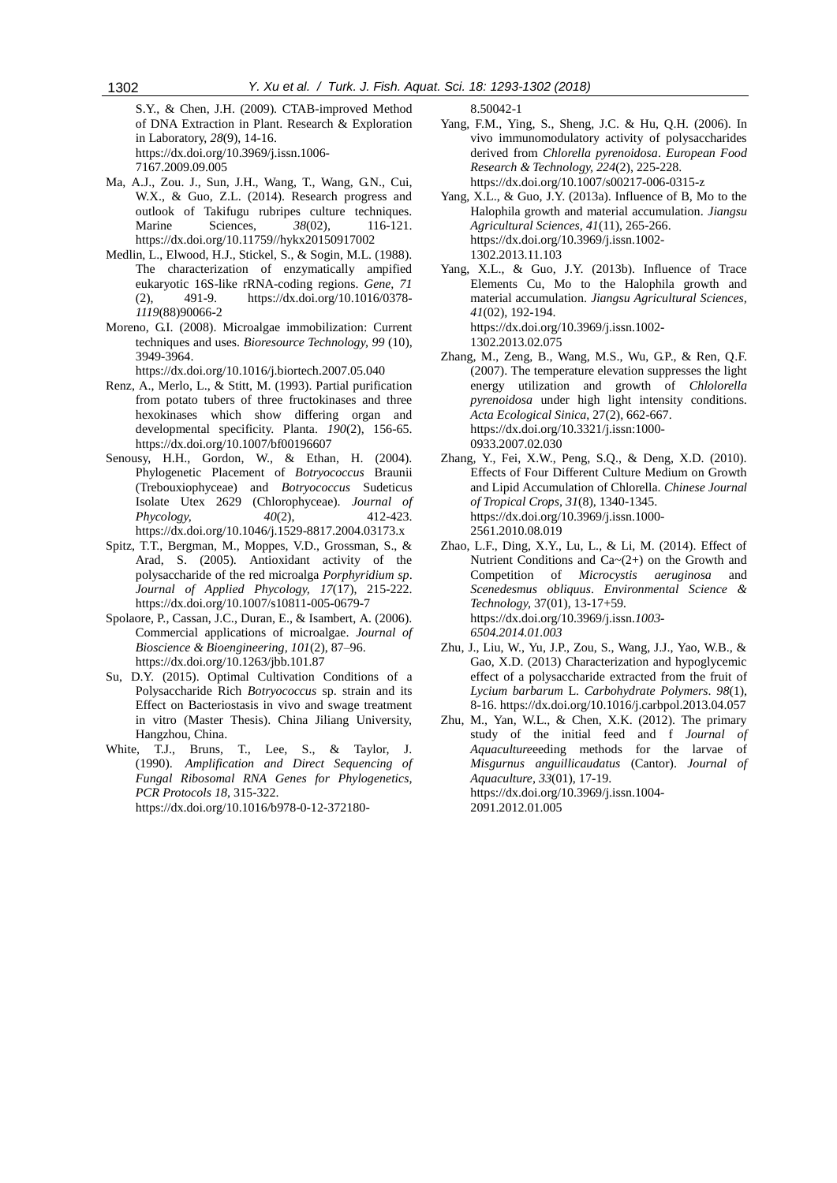S.Y., & Chen, J.H. (2009). CTAB-improved Method of DNA Extraction in Plant. Research & Exploration in Laboratory, *28*(9), 14-16. https://dx.doi.org/10.3969/j.issn.1006-7167.2009.09.005

Ma, A.J., Zou. J., Sun, J.H., Wang, T., Wang, G.N., Cui, W.X., & Guo, Z.L. (2014). Research progress and outlook of Takifugu rubripes culture techniques. Marine Sciences, *38*(02), 116-121. https://dx.doi.org/10.11759//hykx20150917002

Medlin, L., Elwood, H.J., Stickel, S., & Sogin, M.L. (1988). The characterization of enzymatically ampified eukaryotic 16S-like rRNA-coding regions. *Gene, 71* (2), 491-9. https://dx.doi.org/10.1016/0378-*1119*(88)90066-2

Moreno, G.I. (2008). Microalgae immobilization: Current techniques and uses. *Bioresource Technology, 99* (10), 3949-3964. https://dx.doi.org/10.1016/j.biortech.2007.05.040

Renz, A., Merlo, L., & Stitt, M. (1993). Partial purification from potato tubers of three fructokinases and three hexokinases which show differing organ and developmental specificity. Planta. *190*(2), 156-65. https://dx.doi.org/10.1007/bf00196607

Senousy, H.H., Gordon, W., & Ethan, H. (2004). Phylogenetic Placement of *Botryococcus* Braunii (Trebouxiophyceae) and *Botryococcus* Sudeticus Isolate Utex 2629 (Chlorophyceae). *Journal of Phycology, 40*(2), 412-423. https://dx.doi.org/10.1046/j.1529-8817.2004.03173.x

Spitz, T.T., Bergman, M., Moppes, V.D., Grossman, S., & Arad, S. (2005). Antioxidant activity of the polysaccharide of the red microalga *Porphyridium sp*. *Journal of Applied Phycology, 17*(17), 215-222. https://dx.doi.org/10.1007/s10811-005-0679-7

Spolaore, P., Cassan, J.C., Duran, E., & Isambert, A. (2006). Commercial applications of microalgae. *Journal of Bioscience & Bioengineering, 101*(2), 87–96. https://dx.doi.org/10.1263/jbb.101.87

Su, D.Y. (2015). Optimal Cultivation Conditions of a Polysaccharide Rich *Botryococcus* sp. strain and its Effect on Bacteriostasis in vivo and swage treatment in vitro (Master Thesis). China Jiliang University, Hangzhou, China.

White, T.J., Bruns, T., Lee, S., & Taylor, J. (1990). *Amplification and Direct Sequencing of Fungal Ribosomal RNA Genes for Phylogenetics, PCR Protocols 18*, 315-322. https://dx.doi.org/10.1016/b978-0-12-372180-8.50042-1

Yang, F.M., Ying, S., Sheng, J.C. & Hu, Q.H. (2006). In vivo immunomodulatory activity of polysaccharides derived from *Chlorella pyrenoidosa*. *European Food Research & Technology, 224*(2), 225-228. https://dx.doi.org/10.1007/s00217-006-0315-z

Yang, X.L., & Guo, J.Y. (2013a). Influence of B, Mo to the Halophila growth and material accumulation. *Jiangsu Agricultural Sciences, 41*(11), 265-266. https://dx.doi.org/10.3969/j.issn.1002-1302.2013.11.103

Yang, X.L., & Guo, J.Y. (2013b). Influence of Trace Elements Cu, Mo to the Halophila growth and material accumulation. *Jiangsu Agricultural Sciences, 41*(02), 192-194. https://dx.doi.org/10.3969/j.issn.1002-1302.2013.02.075

Zhang, M., Zeng, B., Wang, M.S., Wu, G.P., & Ren, Q.F. (2007). The temperature elevation suppresses the light energy utilization and growth of *Chlolorella pyrenoidosa* under high light intensity conditions. *Acta Ecological Sinica*, 27(2), 662-667. https://dx.doi.org/10.3321/j.issn:1000-0933.2007.02.030

Zhang, Y., Fei, X.W., Peng, S.Q., & Deng, X.D. (2010). Effects of Four Different Culture Medium on Growth and Lipid Accumulation of Chlorella. *Chinese Journal of Tropical Crops, 31*(8), 1340-1345. https://dx.doi.org/10.3969/j.issn.1000-2561.2010.08.019

Zhao, L.F., Ding, X.Y., Lu, L., & Li, M. (2014). Effect of Nutrient Conditions and Ca~(2+) on the Growth and Competition of *Microcystis aeruginosa* and *Scenedesmus obliquus*. *Environmental Science & Technology*, 37(01), 13-17+59. https://dx.doi.org/10.3969/j.issn.*1003-6504.2014.01.003*

Zhu, J., Liu, W., Yu, J.P., Zou, S., Wang, J.J., Yao, W.B., & Gao, X.D. (2013) Characterization and hypoglycemic effect of a polysaccharide extracted from the fruit of *Lycium barbarum* L. *Carbohydrate Polymers*. *98*(1), 8-16. https://dx.doi.org/10.1016/j.carbpol.2013.04.057

Zhu, M., Yan, W.L., & Chen, X.K. (2012). The primary study of the initial feed and f *Journal of Aquaculture*eeding methods for the larvae of *Misgurnus anguillicaudatus* (Cantor). *Journal of Aquaculture, 33*(01), 17-19. https://dx.doi.org/10.3969/j.issn.1004-2091.2012.01.005